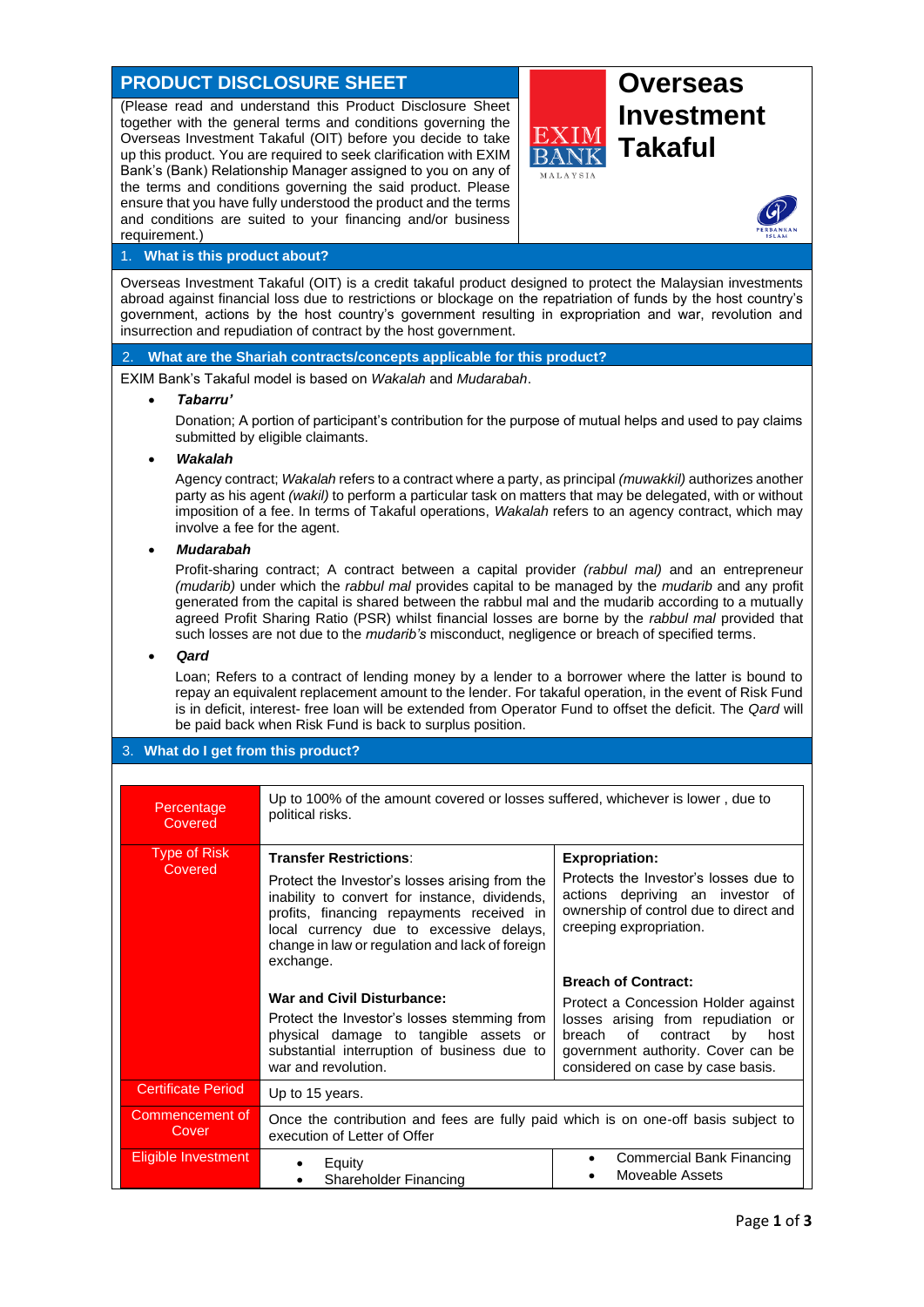# PRODUCT DISCLOSURE SHEET

(Please read and understand this Product Disclosure Sheet together with the general terms and conditions governing the Overseas Investment Takaful (OIT) before you decide to take up this product. You are required to seek clarification with EXIM Bank's (Bank) Relationship Manager assigned to you on any of the terms and conditions governing the said product. Please ensure that you have fully understood the product and the terms and conditions are suited to your financing and/or business requirement.)

# Overseas Investment Takaful

## 1. What is this product about?

Overseas Investment Takaful (OIT) is a credit takaful product designed to protect the Malaysian investments abroad against financial loss due to restrictions or blockage on the repatriation of funds by the host country's government, actions by the host country's government resulting in expropriation and war, revolution and insurrection and repudiation of contract by the host government.

## 2. What are the Shariah contracts/concepts applicable for this product?

EXIM Bank's Takaful model is based on *Wakalah* and *Mudarabah*.

- ***Tabarru'***

  Donation; A portion of participant's contribution for the purpose of mutual helps and used to pay claims submitted by eligible claimants.

- ***Wakalah***

  Agency contract; *Wakalah* refers to a contract where a party, as principal *(muwakkil)* authorizes another party as his agent *(wakil)* to perform a particular task on matters that may be delegated, with or without imposition of a fee. In terms of Takaful operations, *Wakalah* refers to an agency contract, which may involve a fee for the agent.

- ***Mudarabah***

  Profit-sharing contract; A contract between a capital provider *(rabbul mal)* and an entrepreneur *(mudarib)* under which the *rabbul mal* provides capital to be managed by the *mudarib* and any profit generated from the capital is shared between the rabbul mal and the mudarib according to a mutually agreed Profit Sharing Ratio (PSR) whilst financial losses are borne by the *rabbul mal* provided that such losses are not due to the *mudarib's* misconduct, negligence or breach of specified terms.

- ***Qard***

  Loan; Refers to a contract of lending money by a lender to a borrower where the latter is bound to repay an equivalent replacement amount to the lender. For takaful operation, in the event of Risk Fund is in deficit, interest- free loan will be extended from Operator Fund to offset the deficit. The *Qard* will be paid back when Risk Fund is back to surplus position.

## 3. What do I get from this product?

| | | |
|---|---|---|
| Percentage Covered | Up to 100% of the amount covered or losses suffered, whichever is lower , due to political risks. | |
| Type of Risk Covered | **Transfer Restrictions**:<br>Protect the Investor's losses arising from the inability to convert for instance, dividends, profits, financing repayments received in local currency due to excessive delays, change in law or regulation and lack of foreign exchange.<br><br>**War and Civil Disturbance:**<br>Protect the Investor's losses stemming from physical damage to tangible assets or substantial interruption of business due to war and revolution. | **Expropriation:**<br>Protects the Investor's losses due to actions depriving an investor of ownership of control due to direct and creeping expropriation.<br><br>**Breach of Contract:**<br>Protect a Concession Holder against losses arising from repudiation or breach of contract by host government authority. Cover can be considered on case by case basis. |
| Certificate Period | Up to 15 years. | |
| Commencement of Cover | Once the contribution and fees are fully paid which is on one-off basis subject to execution of Letter of Offer | |
| Eligible Investment | • Equity<br>• Shareholder Financing | • Commercial Bank Financing<br>• Moveable Assets |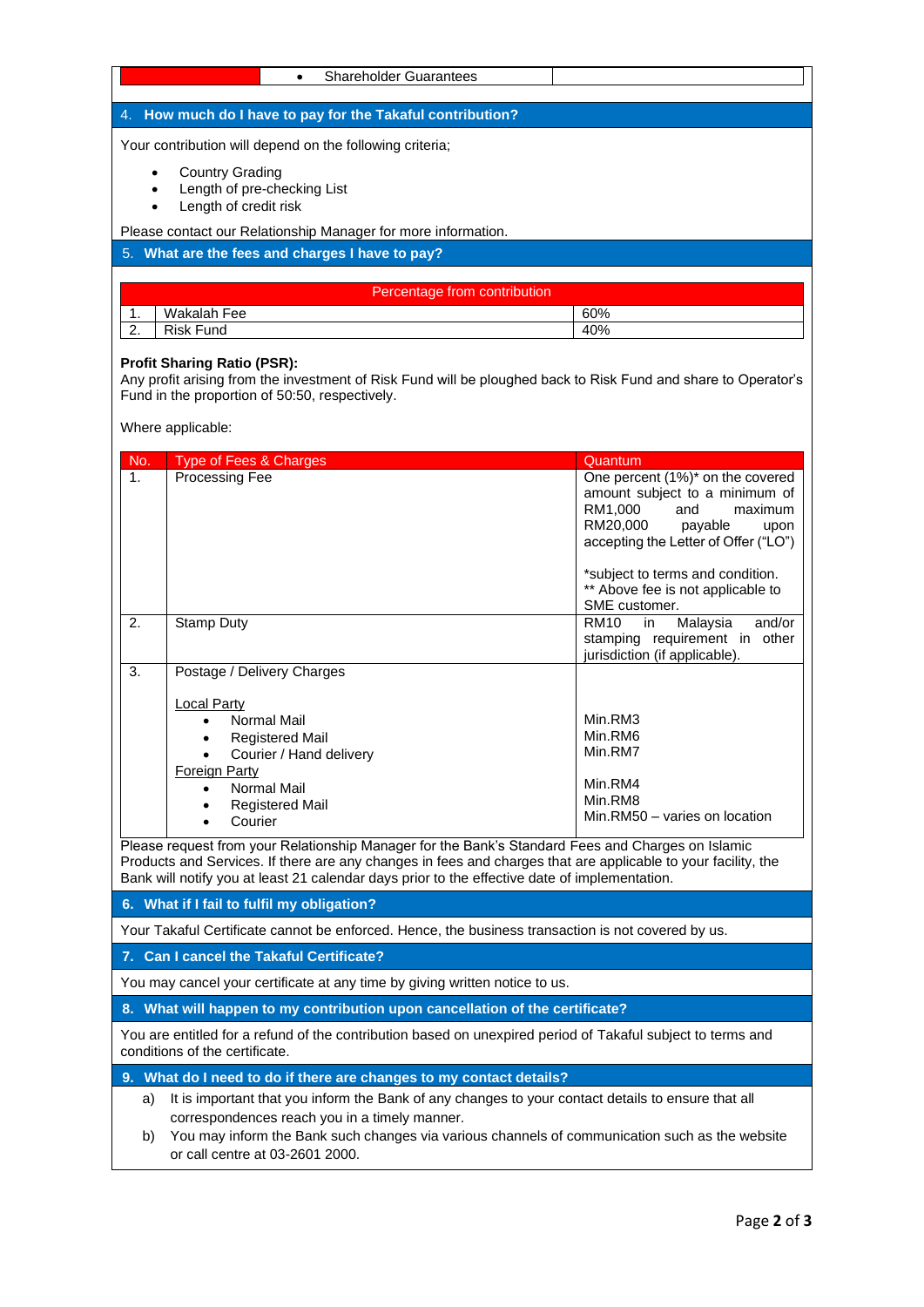| | • Shareholder Guarantees | |
|---|---|---|

## 4. How much do I have to pay for the Takaful contribution?

Your contribution will depend on the following criteria;

- Country Grading
- Length of pre-checking List
- Length of credit risk

Please contact our Relationship Manager for more information.

## 5. What are the fees and charges I have to pay?

| | Percentage from contribution | |
|---|---|---|
| 1. | Wakalah Fee | 60% |
| 2. | Risk Fund | 40% |

**Profit Sharing Ratio (PSR):**
Any profit arising from the investment of Risk Fund will be ploughed back to Risk Fund and share to Operator's Fund in the proportion of 50:50, respectively.

Where applicable:

| No. | Type of Fees & Charges | Quantum |
|---|---|---|
| 1. | Processing Fee | One percent (1%)* on the covered amount subject to a minimum of RM1,000 and maximum RM20,000 payable upon accepting the Letter of Offer ("LO")<br><br>*subject to terms and condition.<br>** Above fee is not applicable to SME customer. |
| 2. | Stamp Duty | RM10 in Malaysia and/or stamping requirement in other jurisdiction (if applicable). |
| 3. | Postage / Delivery Charges<br><br>Local Party<br>• Normal Mail<br>• Registered Mail<br>• Courier / Hand delivery<br>Foreign Party<br>• Normal Mail<br>• Registered Mail<br>• Courier | <br><br><br>Min.RM3<br>Min.RM6<br>Min.RM7<br><br>Min.RM4<br>Min.RM8<br>Min.RM50 – varies on location |

Please request from your Relationship Manager for the Bank's Standard Fees and Charges on Islamic Products and Services. If there are any changes in fees and charges that are applicable to your facility, the Bank will notify you at least 21 calendar days prior to the effective date of implementation.

## 6. What if I fail to fulfil my obligation?

Your Takaful Certificate cannot be enforced. Hence, the business transaction is not covered by us.

## 7. Can I cancel the Takaful Certificate?

You may cancel your certificate at any time by giving written notice to us.

## 8. What will happen to my contribution upon cancellation of the certificate?

You are entitled for a refund of the contribution based on unexpired period of Takaful subject to terms and conditions of the certificate.

## 9. What do I need to do if there are changes to my contact details?

a) It is important that you inform the Bank of any changes to your contact details to ensure that all correspondences reach you in a timely manner.

b) You may inform the Bank such changes via various channels of communication such as the website or call centre at 03-2601 2000.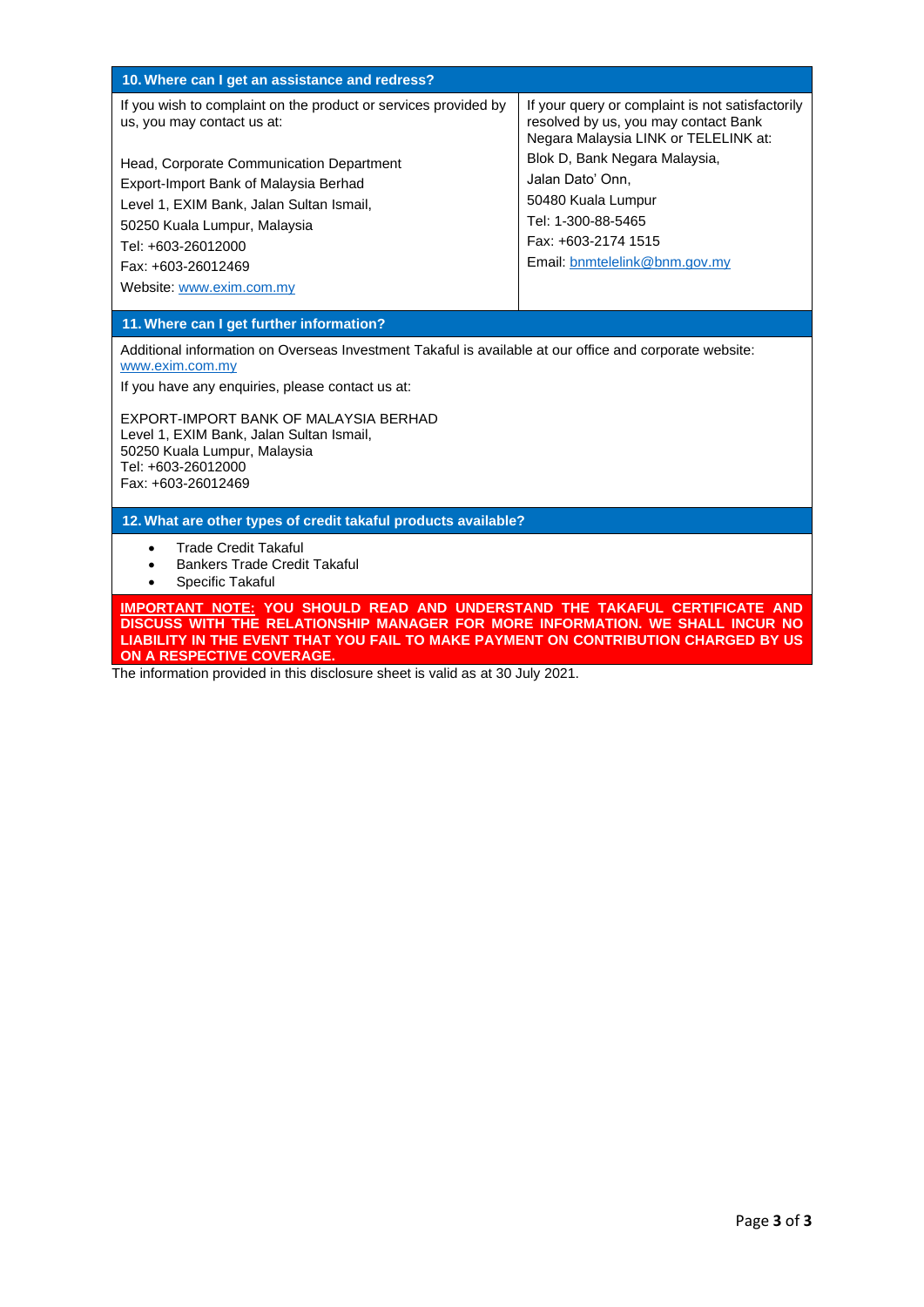## 10. Where can I get an assistance and redress?

| | |
|---|---|
| If you wish to complaint on the product or services provided by us, you may contact us at:<br><br>Head, Corporate Communication Department<br>Export-Import Bank of Malaysia Berhad<br>Level 1, EXIM Bank, Jalan Sultan Ismail,<br>50250 Kuala Lumpur, Malaysia<br>Tel: +603-26012000<br>Fax: +603-26012469<br>Website: www.exim.com.my | If your query or complaint is not satisfactorily resolved by us, you may contact Bank Negara Malaysia LINK or TELELINK at:<br>Blok D, Bank Negara Malaysia,<br>Jalan Dato' Onn,<br>50480 Kuala Lumpur<br>Tel: 1-300-88-5465<br>Fax: +603-2174 1515<br>Email: bnmtelelink@bnm.gov.my |

## 11. Where can I get further information?

Additional information on Overseas Investment Takaful is available at our office and corporate website: www.exim.com.my

If you have any enquiries, please contact us at:

EXPORT-IMPORT BANK OF MALAYSIA BERHAD
Level 1, EXIM Bank, Jalan Sultan Ismail,
50250 Kuala Lumpur, Malaysia
Tel: +603-26012000
Fax: +603-26012469

## 12. What are other types of credit takaful products available?

- Trade Credit Takaful
- Bankers Trade Credit Takaful
- Specific Takaful

**IMPORTANT NOTE: YOU SHOULD READ AND UNDERSTAND THE TAKAFUL CERTIFICATE AND DISCUSS WITH THE RELATIONSHIP MANAGER FOR MORE INFORMATION. WE SHALL INCUR NO LIABILITY IN THE EVENT THAT YOU FAIL TO MAKE PAYMENT ON CONTRIBUTION CHARGED BY US ON A RESPECTIVE COVERAGE.**

The information provided in this disclosure sheet is valid as at 30 July 2021.